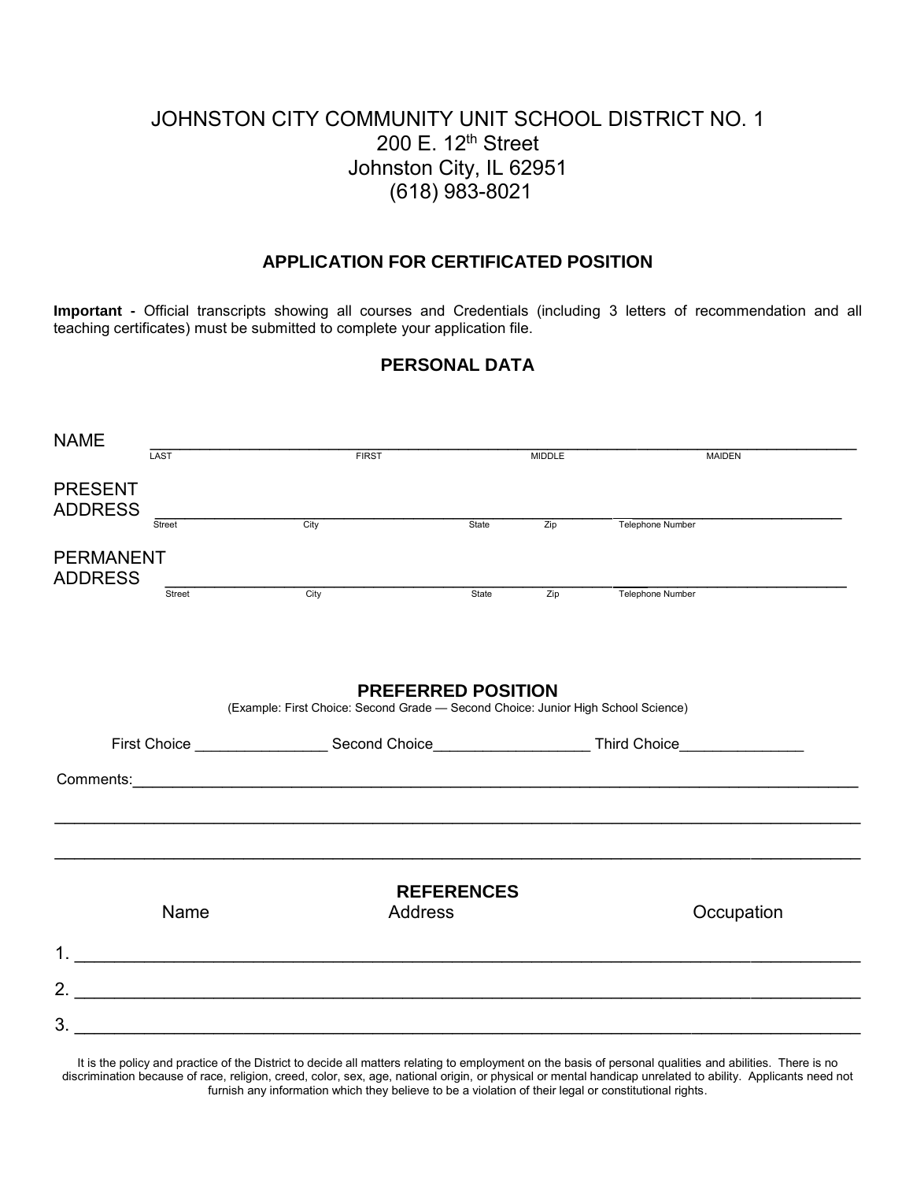# JOHNSTON CITY COMMUNITY UNIT SCHOOL DISTRICT NO. 1

200 E. 12th Street
Johnston City, IL 62951
(618) 983-8021

## APPLICATION FOR CERTIFICATED POSITION

**Important -** Official transcripts showing all courses and Credentials (including 3 letters of recommendation and all teaching certificates) must be submitted to complete your application file.

### PERSONAL DATA

NAME ______________________________________________________________________________
LAST FIRST MIDDLE MAIDEN

PRESENT ADDRESS ______________________________________________________________________
Street City State Zip Telephone Number

PERMANENT ADDRESS ____________________________________________________________________
Street City State Zip Telephone Number

### PREFERRED POSITION

(Example: First Choice: Second Grade — Second Choice: Junior High School Science)

First Choice _______________ Second Choice _________________ Third Choice ______________

Comments: __________________________________________________________________________

____________________________________________________________________________________

____________________________________________________________________________________

### REFERENCES

| | Name | Address | Occupation |
|---|---|---|---|
| 1. | | | |
| 2. | | | |
| 3. | | | |

It is the policy and practice of the District to decide all matters relating to employment on the basis of personal qualities and abilities. There is no discrimination because of race, religion, creed, color, sex, age, national origin, or physical or mental handicap unrelated to ability. Applicants need not furnish any information which they believe to be a violation of their legal or constitutional rights.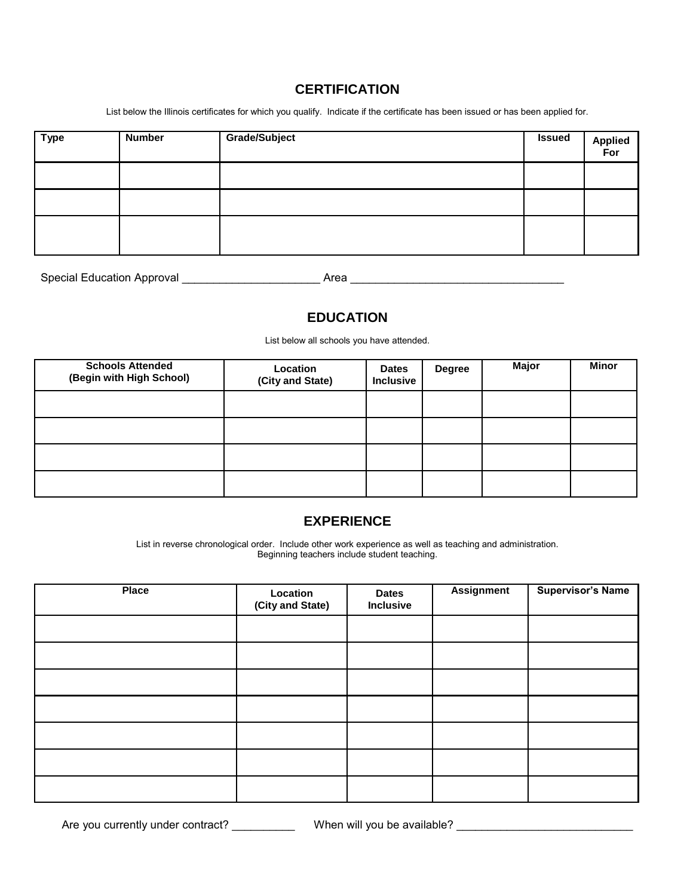## CERTIFICATION

List below the Illinois certificates for which you qualify. Indicate if the certificate has been issued or has been applied for.

| Type | Number | Grade/Subject | Issued | Applied For |
|---|---|---|---|---|
| | | | | |
| | | | | |
| | | | | |

Special Education Approval ______________________ Area __________________________________

## EDUCATION

List below all schools you have attended.

| Schools Attended (Begin with High School) | Location (City and State) | Dates Inclusive | Degree | Major | Minor |
|---|---|---|---|---|---|
| | | | | | |
| | | | | | |
| | | | | | |
| | | | | | |

## EXPERIENCE

List in reverse chronological order. Include other work experience as well as teaching and administration. Beginning teachers include student teaching.

| Place | Location (City and State) | Dates Inclusive | Assignment | Supervisor's Name |
|---|---|---|---|---|
| | | | | |
| | | | | |
| | | | | |
| | | | | |
| | | | | |
| | | | | |
| | | | | |

Are you currently under contract? __________ When will you be available? ____________________________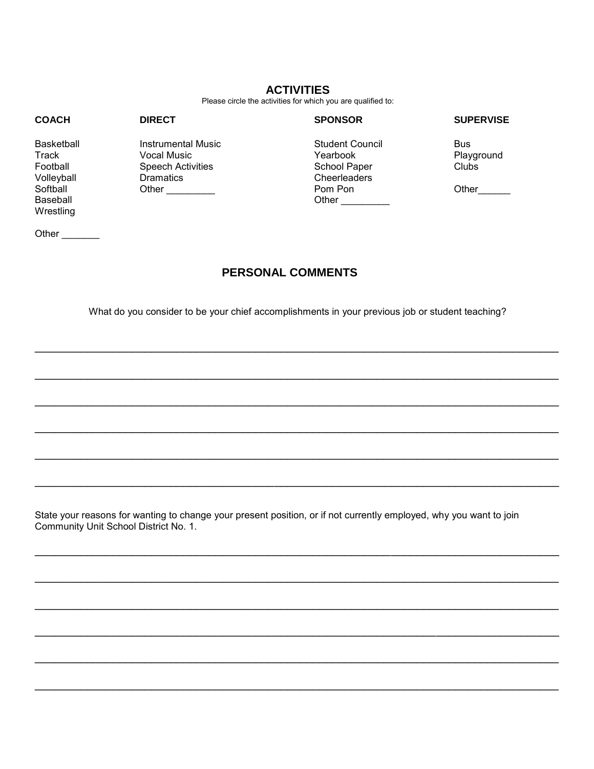## ACTIVITIES

Please circle the activities for which you are qualified to:

| COACH | DIRECT | SPONSOR | SUPERVISE |
|---|---|---|---|
| Basketball | Instrumental Music | Student Council | Bus |
| Track | Vocal Music | Yearbook | Playground |
| Football | Speech Activities | School Paper | Clubs |
| Volleyball | Dramatics | Cheerleaders | |
| Softball | Other _________ | Pom Pon | Other______ |
| Baseball | | Other _________ | |
| Wrestling | | | |
| Other _______ | | | |

## PERSONAL COMMENTS

What do you consider to be your chief accomplishments in your previous job or student teaching?

____________________________________________________________________________________

____________________________________________________________________________________

____________________________________________________________________________________

____________________________________________________________________________________

____________________________________________________________________________________

____________________________________________________________________________________

State your reasons for wanting to change your present position, or if not currently employed, why you want to join Community Unit School District No. 1.

____________________________________________________________________________________

____________________________________________________________________________________

____________________________________________________________________________________

____________________________________________________________________________________

____________________________________________________________________________________

____________________________________________________________________________________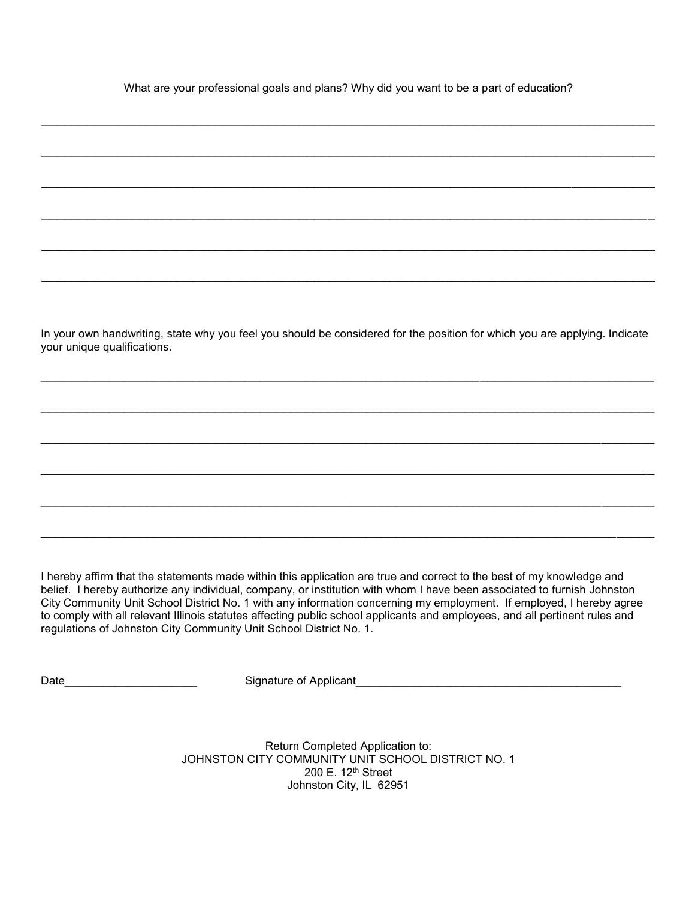What are your professional goals and plans? Why did you want to be a part of education?

_______________________________________________________________________________________________

_______________________________________________________________________________________________

_______________________________________________________________________________________________

_______________________________________________________________________________________________

_______________________________________________________________________________________________

_______________________________________________________________________________________________

In your own handwriting, state why you feel you should be considered for the position for which you are applying. Indicate your unique qualifications.

_______________________________________________________________________________________________

_______________________________________________________________________________________________

_______________________________________________________________________________________________

_______________________________________________________________________________________________

_______________________________________________________________________________________________

_______________________________________________________________________________________________

I hereby affirm that the statements made within this application are true and correct to the best of my knowledge and belief. I hereby authorize any individual, company, or institution with whom I have been associated to furnish Johnston City Community Unit School District No. 1 with any information concerning my employment. If employed, I hereby agree to comply with all relevant Illinois statutes affecting public school applicants and employees, and all pertinent rules and regulations of Johnston City Community Unit School District No. 1.

Date_____________________ Signature of Applicant__________________________________________

Return Completed Application to:
JOHNSTON CITY COMMUNITY UNIT SCHOOL DISTRICT NO. 1
200 E. 12th Street
Johnston City, IL 62951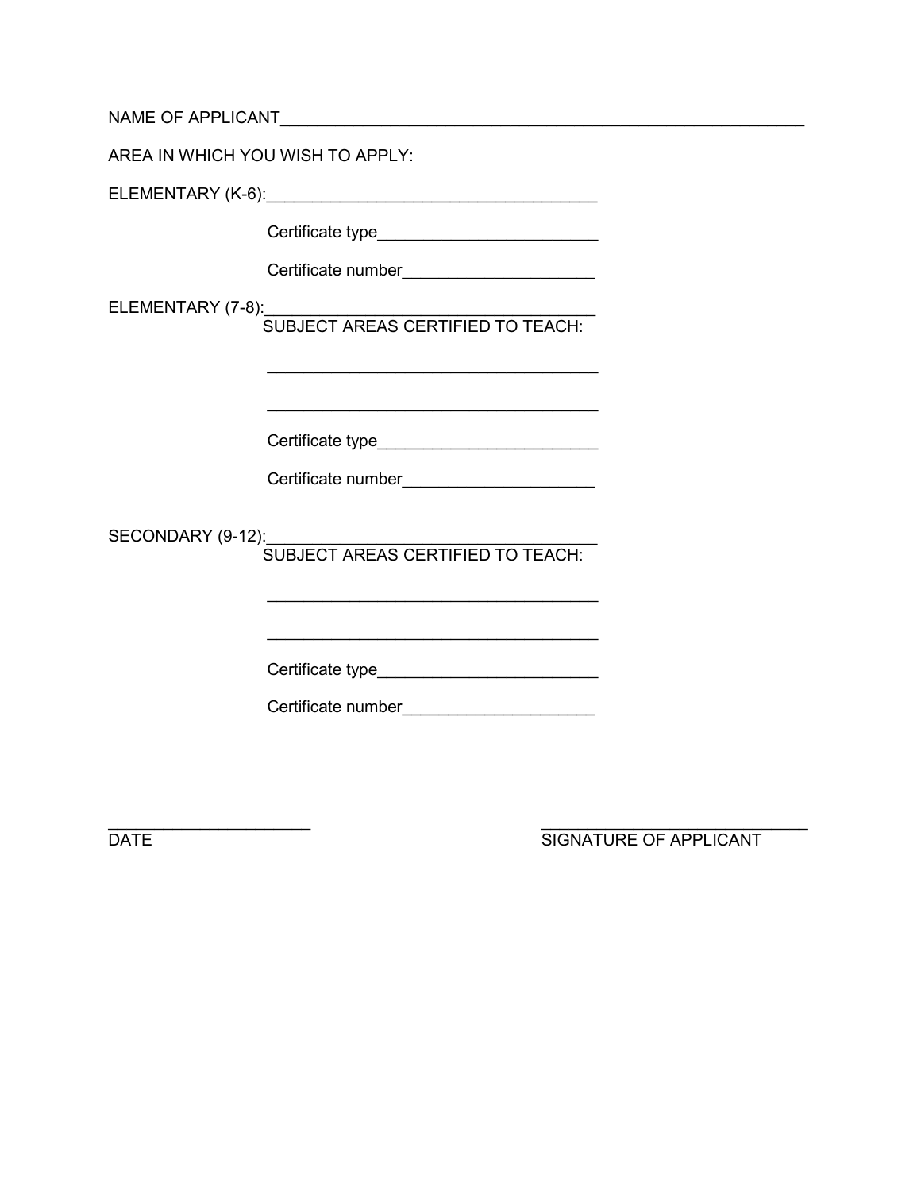NAME OF APPLICANT___________________________________________________________

AREA IN WHICH YOU WISH TO APPLY:

ELEMENTARY (K-6):_____________________________________

Certificate type_________________________

Certificate number_____________________

ELEMENTARY (7-8):_____________________________________

SUBJECT AREAS CERTIFIED TO TEACH:

_____________________________________

_____________________________________

Certificate type_________________________

Certificate number_____________________

SECONDARY (9-12):_____________________________________

SUBJECT AREAS CERTIFIED TO TEACH:

_____________________________________

_____________________________________

Certificate type_________________________

Certificate number_____________________

_______________________ &nbsp;&nbsp;&nbsp;&nbsp;&nbsp;&nbsp;&nbsp;&nbsp;&nbsp;&nbsp;&nbsp;&nbsp;&nbsp;&nbsp;&nbsp;&nbsp;&nbsp;&nbsp;&nbsp;&nbsp; ______________________________

DATE &nbsp;&nbsp;&nbsp;&nbsp;&nbsp;&nbsp;&nbsp;&nbsp;&nbsp;&nbsp;&nbsp;&nbsp;&nbsp;&nbsp;&nbsp;&nbsp;&nbsp;&nbsp;&nbsp;&nbsp;&nbsp;&nbsp;&nbsp;&nbsp;&nbsp;&nbsp;&nbsp;&nbsp;&nbsp;&nbsp;&nbsp;&nbsp;&nbsp;&nbsp;&nbsp;&nbsp;&nbsp;&nbsp;&nbsp;&nbsp;&nbsp;&nbsp;&nbsp;&nbsp;&nbsp;&nbsp;&nbsp;&nbsp; SIGNATURE OF APPLICANT